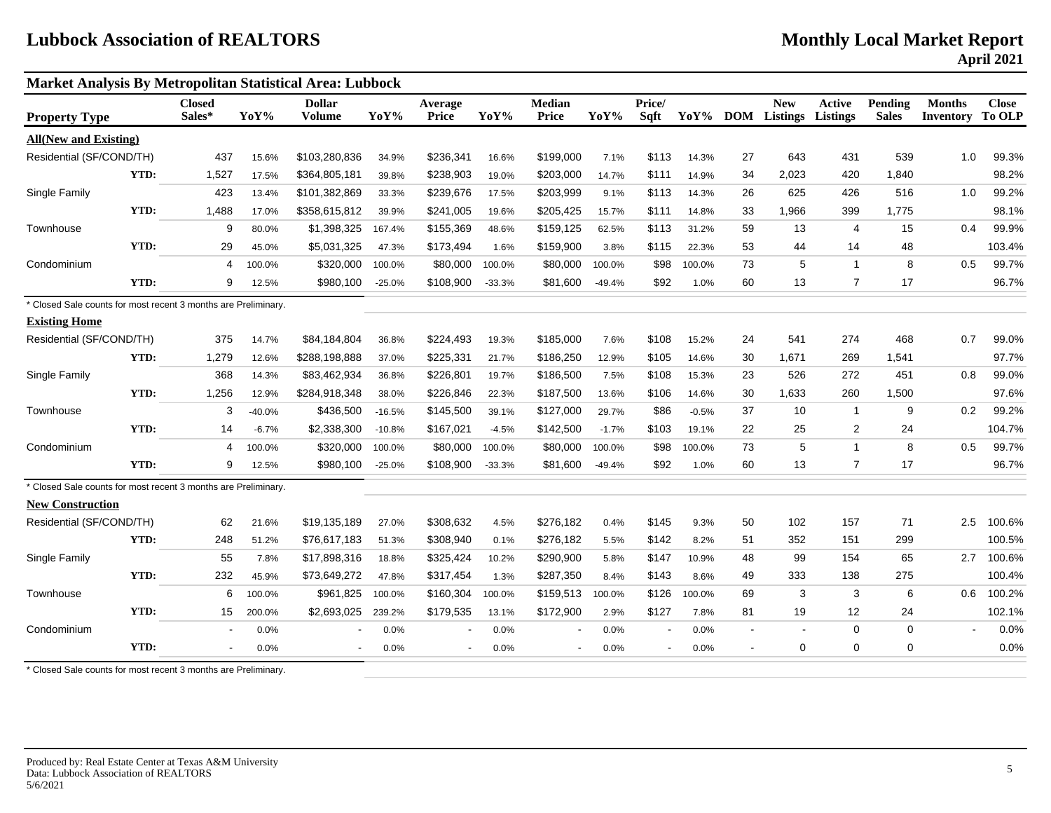# Lubbock Association of REALTORS

## Monthly Local Market Report

**April 2021**

### Market Analysis By Metropolitan Statistical Area: Lubbock

| Property Type | | Closed Sales* | YoY% | Dollar Volume | YoY% | Average Price | YoY% | Median Price | YoY% | Price/ Sqft | YoY% | DOM | New Listings | Active Listings | Pending Sales | Months Inventory | Close To OLP |
|---|---|---|---|---|---|---|---|---|---|---|---|---|---|---|---|---|---|
| **All(New and Existing)** | | | | | | | | | | | | | | | | | |
| Residential (SF/COND/TH) | | 437 | 15.6% | $103,280,836 | 34.9% | $236,341 | 16.6% | $199,000 | 7.1% | $113 | 14.3% | 27 | 643 | 431 | 539 | 1.0 | 99.3% |
| | **YTD:** | 1,527 | 17.5% | $364,805,181 | 39.8% | $238,903 | 19.0% | $203,000 | 14.7% | $111 | 14.9% | 34 | 2,023 | 420 | 1,840 | | 98.2% |
| Single Family | | 423 | 13.4% | $101,382,869 | 33.3% | $239,676 | 17.5% | $203,999 | 9.1% | $113 | 14.3% | 26 | 625 | 426 | 516 | 1.0 | 99.2% |
| | **YTD:** | 1,488 | 17.0% | $358,615,812 | 39.9% | $241,005 | 19.6% | $205,425 | 15.7% | $111 | 14.8% | 33 | 1,966 | 399 | 1,775 | | 98.1% |
| Townhouse | | 9 | 80.0% | $1,398,325 | 167.4% | $155,369 | 48.6% | $159,125 | 62.5% | $113 | 31.2% | 59 | 13 | 4 | 15 | 0.4 | 99.9% |
| | **YTD:** | 29 | 45.0% | $5,031,325 | 47.3% | $173,494 | 1.6% | $159,900 | 3.8% | $115 | 22.3% | 53 | 44 | 14 | 48 | | 103.4% |
| Condominium | | 4 | 100.0% | $320,000 | 100.0% | $80,000 | 100.0% | $80,000 | 100.0% | $98 | 100.0% | 73 | 5 | 1 | 8 | 0.5 | 99.7% |
| | **YTD:** | 9 | 12.5% | $980,100 | -25.0% | $108,900 | -33.3% | $81,600 | -49.4% | $92 | 1.0% | 60 | 13 | 7 | 17 | | 96.7% |

\* Closed Sale counts for most recent 3 months are Preliminary.

| Property Type | | Closed Sales* | YoY% | Dollar Volume | YoY% | Average Price | YoY% | Median Price | YoY% | Price/ Sqft | YoY% | DOM | New Listings | Active Listings | Pending Sales | Months Inventory | Close To OLP |
|---|---|---|---|---|---|---|---|---|---|---|---|---|---|---|---|---|---|
| **Existing Home** | | | | | | | | | | | | | | | | | |
| Residential (SF/COND/TH) | | 375 | 14.7% | $84,184,804 | 36.8% | $224,493 | 19.3% | $185,000 | 7.6% | $108 | 15.2% | 24 | 541 | 274 | 468 | 0.7 | 99.0% |
| | **YTD:** | 1,279 | 12.6% | $288,198,888 | 37.0% | $225,331 | 21.7% | $186,250 | 12.9% | $105 | 14.6% | 30 | 1,671 | 269 | 1,541 | | 97.7% |
| Single Family | | 368 | 14.3% | $83,462,934 | 36.8% | $226,801 | 19.7% | $186,500 | 7.5% | $108 | 15.3% | 23 | 526 | 272 | 451 | 0.8 | 99.0% |
| | **YTD:** | 1,256 | 12.9% | $284,918,348 | 38.0% | $226,846 | 22.3% | $187,500 | 13.6% | $106 | 14.6% | 30 | 1,633 | 260 | 1,500 | | 97.6% |
| Townhouse | | 3 | -40.0% | $436,500 | -16.5% | $145,500 | 39.1% | $127,000 | 29.7% | $86 | -0.5% | 37 | 10 | 1 | 9 | 0.2 | 99.2% |
| | **YTD:** | 14 | -6.7% | $2,338,300 | -10.8% | $167,021 | -4.5% | $142,500 | -1.7% | $103 | 19.1% | 22 | 25 | 2 | 24 | | 104.7% |
| Condominium | | 4 | 100.0% | $320,000 | 100.0% | $80,000 | 100.0% | $80,000 | 100.0% | $98 | 100.0% | 73 | 5 | 1 | 8 | 0.5 | 99.7% |
| | **YTD:** | 9 | 12.5% | $980,100 | -25.0% | $108,900 | -33.3% | $81,600 | -49.4% | $92 | 1.0% | 60 | 13 | 7 | 17 | | 96.7% |

\* Closed Sale counts for most recent 3 months are Preliminary.

| Property Type | | Closed Sales* | YoY% | Dollar Volume | YoY% | Average Price | YoY% | Median Price | YoY% | Price/ Sqft | YoY% | DOM | New Listings | Active Listings | Pending Sales | Months Inventory | Close To OLP |
|---|---|---|---|---|---|---|---|---|---|---|---|---|---|---|---|---|---|
| **New Construction** | | | | | | | | | | | | | | | | | |
| Residential (SF/COND/TH) | | 62 | 21.6% | $19,135,189 | 27.0% | $308,632 | 4.5% | $276,182 | 0.4% | $145 | 9.3% | 50 | 102 | 157 | 71 | 2.5 | 100.6% |
| | **YTD:** | 248 | 51.2% | $76,617,183 | 51.3% | $308,940 | 0.1% | $276,182 | 5.5% | $142 | 8.2% | 51 | 352 | 151 | 299 | | 100.5% |
| Single Family | | 55 | 7.8% | $17,898,316 | 18.8% | $325,424 | 10.2% | $290,900 | 5.8% | $147 | 10.9% | 48 | 99 | 154 | 65 | 2.7 | 100.6% |
| | **YTD:** | 232 | 45.9% | $73,649,272 | 47.8% | $317,454 | 1.3% | $287,350 | 8.4% | $143 | 8.6% | 49 | 333 | 138 | 275 | | 100.4% |
| Townhouse | | 6 | 100.0% | $961,825 | 100.0% | $160,304 | 100.0% | $159,513 | 100.0% | $126 | 100.0% | 69 | 3 | 3 | 6 | 0.6 | 100.2% |
| | **YTD:** | 15 | 200.0% | $2,693,025 | 239.2% | $179,535 | 13.1% | $172,900 | 2.9% | $127 | 7.8% | 81 | 19 | 12 | 24 | | 102.1% |
| Condominium | | - | 0.0% | - | 0.0% | - | 0.0% | - | 0.0% | - | 0.0% | - | - | 0 | 0 | - | 0.0% |
| | **YTD:** | - | 0.0% | - | 0.0% | - | 0.0% | - | 0.0% | - | 0.0% | - | 0 | 0 | 0 | | 0.0% |

\* Closed Sale counts for most recent 3 months are Preliminary.

Produced by: Real Estate Center at Texas A&M University
Data: Lubbock Association of REALTORS
5/6/2021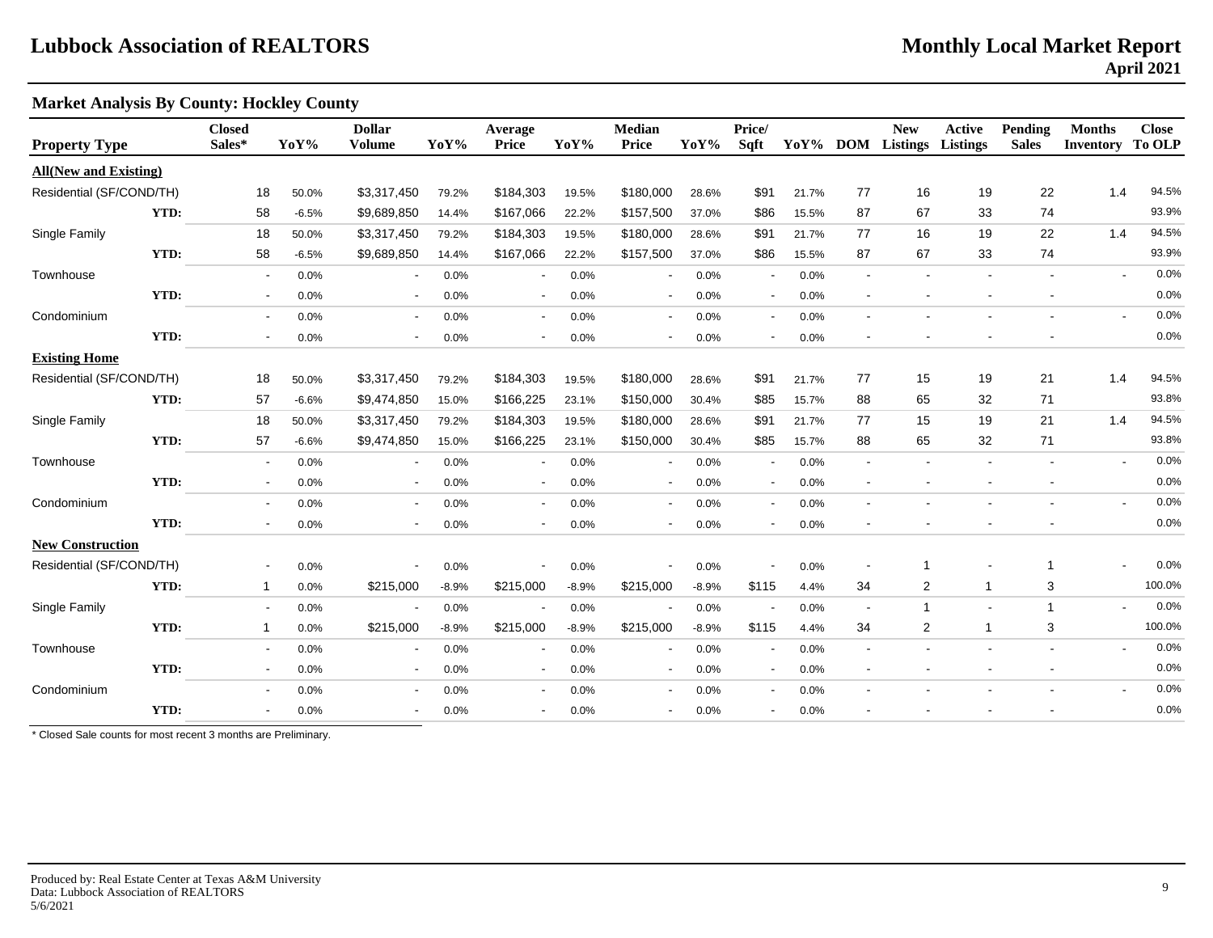# Lubbock Association of REALTORS

## Monthly Local Market Report
**April 2021**

### Market Analysis By County: Hockley County

| Property Type | | Closed Sales* | YoY% | Dollar Volume | YoY% | Average Price | YoY% | Median Price | YoY% | Price/ Sqft | YoY% | DOM | New Listings | Active Listings | Pending Sales | Months Inventory | Close To OLP |
|---|---|---|---|---|---|---|---|---|---|---|---|---|---|---|---|---|---|
| **All(New and Existing)** | | | | | | | | | | | | | | | | | |
| Residential (SF/COND/TH) | | 18 | 50.0% | $3,317,450 | 79.2% | $184,303 | 19.5% | $180,000 | 28.6% | $91 | 21.7% | 77 | 16 | 19 | 22 | 1.4 | 94.5% |
| | **YTD:** | 58 | -6.5% | $9,689,850 | 14.4% | $167,066 | 22.2% | $157,500 | 37.0% | $86 | 15.5% | 87 | 67 | 33 | 74 | | 93.9% |
| Single Family | | 18 | 50.0% | $3,317,450 | 79.2% | $184,303 | 19.5% | $180,000 | 28.6% | $91 | 21.7% | 77 | 16 | 19 | 22 | 1.4 | 94.5% |
| | **YTD:** | 58 | -6.5% | $9,689,850 | 14.4% | $167,066 | 22.2% | $157,500 | 37.0% | $86 | 15.5% | 87 | 67 | 33 | 74 | | 93.9% |
| Townhouse | | - | 0.0% | - | 0.0% | - | 0.0% | - | 0.0% | - | 0.0% | - | - | - | - | - | 0.0% |
| | **YTD:** | - | 0.0% | - | 0.0% | - | 0.0% | - | 0.0% | - | 0.0% | - | - | - | - | | 0.0% |
| Condominium | | - | 0.0% | - | 0.0% | - | 0.0% | - | 0.0% | - | 0.0% | - | - | - | - | - | 0.0% |
| | **YTD:** | - | 0.0% | - | 0.0% | - | 0.0% | - | 0.0% | - | 0.0% | - | - | - | - | | 0.0% |
| **Existing Home** | | | | | | | | | | | | | | | | | |
| Residential (SF/COND/TH) | | 18 | 50.0% | $3,317,450 | 79.2% | $184,303 | 19.5% | $180,000 | 28.6% | $91 | 21.7% | 77 | 15 | 19 | 21 | 1.4 | 94.5% |
| | **YTD:** | 57 | -6.6% | $9,474,850 | 15.0% | $166,225 | 23.1% | $150,000 | 30.4% | $85 | 15.7% | 88 | 65 | 32 | 71 | | 93.8% |
| Single Family | | 18 | 50.0% | $3,317,450 | 79.2% | $184,303 | 19.5% | $180,000 | 28.6% | $91 | 21.7% | 77 | 15 | 19 | 21 | 1.4 | 94.5% |
| | **YTD:** | 57 | -6.6% | $9,474,850 | 15.0% | $166,225 | 23.1% | $150,000 | 30.4% | $85 | 15.7% | 88 | 65 | 32 | 71 | | 93.8% |
| Townhouse | | - | 0.0% | - | 0.0% | - | 0.0% | - | 0.0% | - | 0.0% | - | - | - | - | - | 0.0% |
| | **YTD:** | - | 0.0% | - | 0.0% | - | 0.0% | - | 0.0% | - | 0.0% | - | - | - | - | | 0.0% |
| Condominium | | - | 0.0% | - | 0.0% | - | 0.0% | - | 0.0% | - | 0.0% | - | - | - | - | - | 0.0% |
| | **YTD:** | - | 0.0% | - | 0.0% | - | 0.0% | - | 0.0% | - | 0.0% | - | - | - | - | | 0.0% |
| **New Construction** | | | | | | | | | | | | | | | | | |
| Residential (SF/COND/TH) | | - | 0.0% | - | 0.0% | - | 0.0% | - | 0.0% | - | 0.0% | - | 1 | - | 1 | - | 0.0% |
| | **YTD:** | 1 | 0.0% | $215,000 | -8.9% | $215,000 | -8.9% | $215,000 | -8.9% | $115 | 4.4% | 34 | 2 | 1 | 3 | | 100.0% |
| Single Family | | - | 0.0% | - | 0.0% | - | 0.0% | - | 0.0% | - | 0.0% | - | 1 | - | 1 | - | 0.0% |
| | **YTD:** | 1 | 0.0% | $215,000 | -8.9% | $215,000 | -8.9% | $215,000 | -8.9% | $115 | 4.4% | 34 | 2 | 1 | 3 | | 100.0% |
| Townhouse | | - | 0.0% | - | 0.0% | - | 0.0% | - | 0.0% | - | 0.0% | - | - | - | - | - | 0.0% |
| | **YTD:** | - | 0.0% | - | 0.0% | - | 0.0% | - | 0.0% | - | 0.0% | - | - | - | - | | 0.0% |
| Condominium | | - | 0.0% | - | 0.0% | - | 0.0% | - | 0.0% | - | 0.0% | - | - | - | - | - | 0.0% |
| | **YTD:** | - | 0.0% | - | 0.0% | - | 0.0% | - | 0.0% | - | 0.0% | - | - | - | - | | 0.0% |

* Closed Sale counts for most recent 3 months are Preliminary.

Produced by: Real Estate Center at Texas A&M University
Data: Lubbock Association of REALTORS
5/6/2021